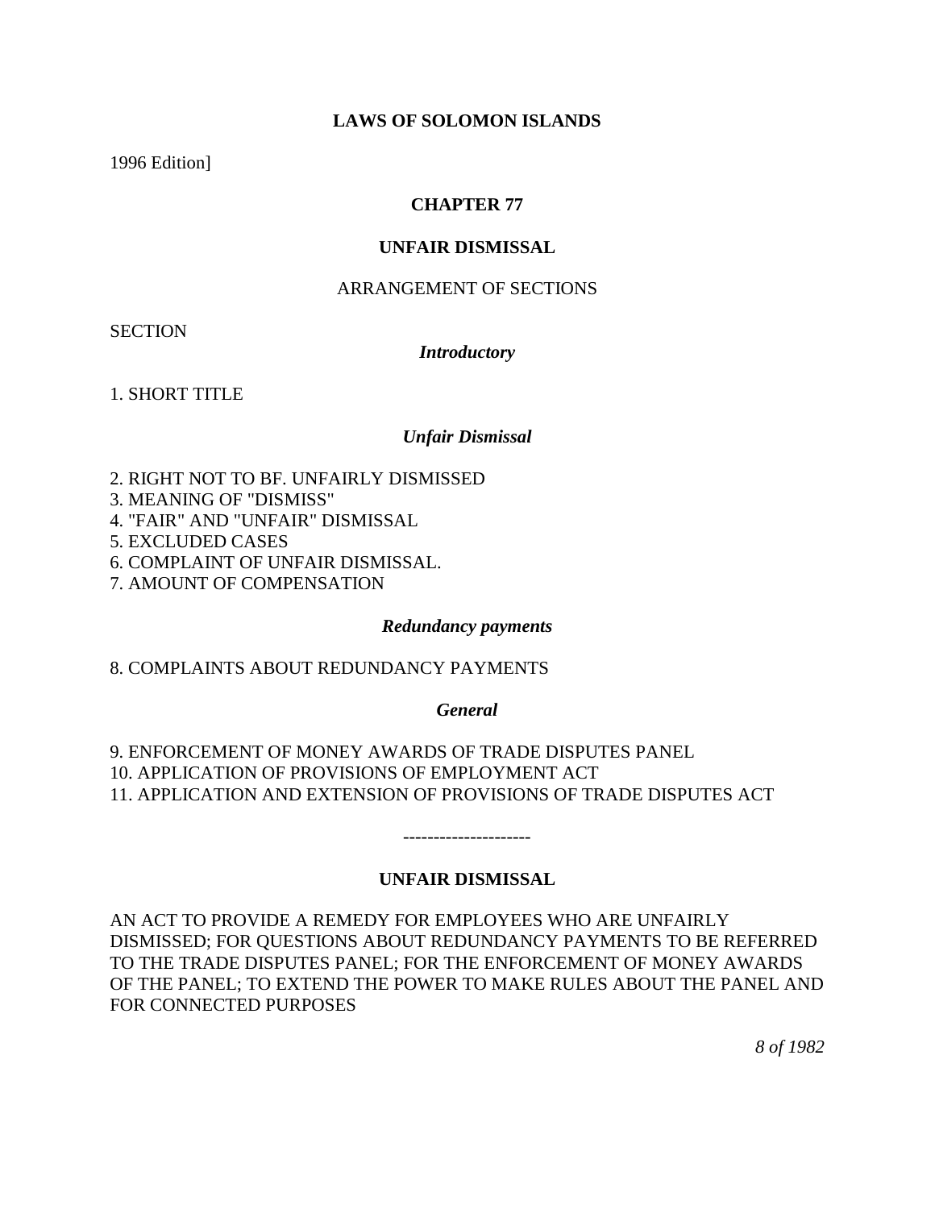**LAWS OF SOLOMON ISLANDS**

1996 Edition]

# CHAPTER 77

## UNFAIR DISMISSAL

ARRANGEMENT OF SECTIONS

SECTION

***Introductory***

1. SHORT TITLE

***Unfair Dismissal***

2. RIGHT NOT TO BF. UNFAIRLY DISMISSED
3. MEANING OF "DISMISS"
4. "FAIR" AND "UNFAIR" DISMISSAL
5. EXCLUDED CASES
6. COMPLAINT OF UNFAIR DISMISSAL.
7. AMOUNT OF COMPENSATION

***Redundancy payments***

8. COMPLAINTS ABOUT REDUNDANCY PAYMENTS

***General***

9. ENFORCEMENT OF MONEY AWARDS OF TRADE DISPUTES PANEL
10. APPLICATION OF PROVISIONS OF EMPLOYMENT ACT
11. APPLICATION AND EXTENSION OF PROVISIONS OF TRADE DISPUTES ACT

---------------------

## UNFAIR DISMISSAL

AN ACT TO PROVIDE A REMEDY FOR EMPLOYEES WHO ARE UNFAIRLY DISMISSED; FOR QUESTIONS ABOUT REDUNDANCY PAYMENTS TO BE REFERRED TO THE TRADE DISPUTES PANEL; FOR THE ENFORCEMENT OF MONEY AWARDS OF THE PANEL; TO EXTEND THE POWER TO MAKE RULES ABOUT THE PANEL AND FOR CONNECTED PURPOSES

*8 of 1982*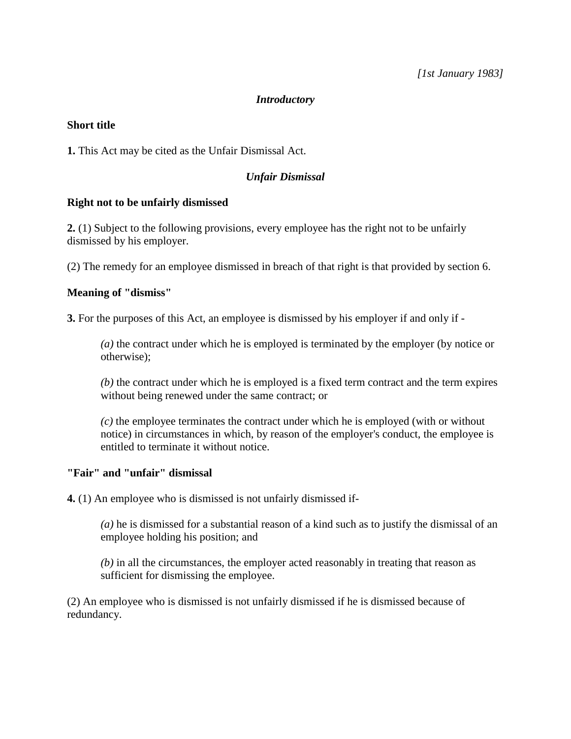*[1st January 1983]*

### *Introductory*

**Short title**

**1.** This Act may be cited as the Unfair Dismissal Act.

### *Unfair Dismissal*

**Right not to be unfairly dismissed**

**2.** (1) Subject to the following provisions, every employee has the right not to be unfairly dismissed by his employer.

(2) The remedy for an employee dismissed in breach of that right is that provided by section 6.

**Meaning of "dismiss"**

**3.** For the purposes of this Act, an employee is dismissed by his employer if and only if -

> *(a)* the contract under which he is employed is terminated by the employer (by notice or otherwise);
>
> *(b)* the contract under which he is employed is a fixed term contract and the term expires without being renewed under the same contract; or
>
> *(c)* the employee terminates the contract under which he is employed (with or without notice) in circumstances in which, by reason of the employer's conduct, the employee is entitled to terminate it without notice.

**"Fair" and "unfair" dismissal**

**4.** (1) An employee who is dismissed is not unfairly dismissed if-

> *(a)* he is dismissed for a substantial reason of a kind such as to justify the dismissal of an employee holding his position; and
>
> *(b)* in all the circumstances, the employer acted reasonably in treating that reason as sufficient for dismissing the employee.

(2) An employee who is dismissed is not unfairly dismissed if he is dismissed because of redundancy.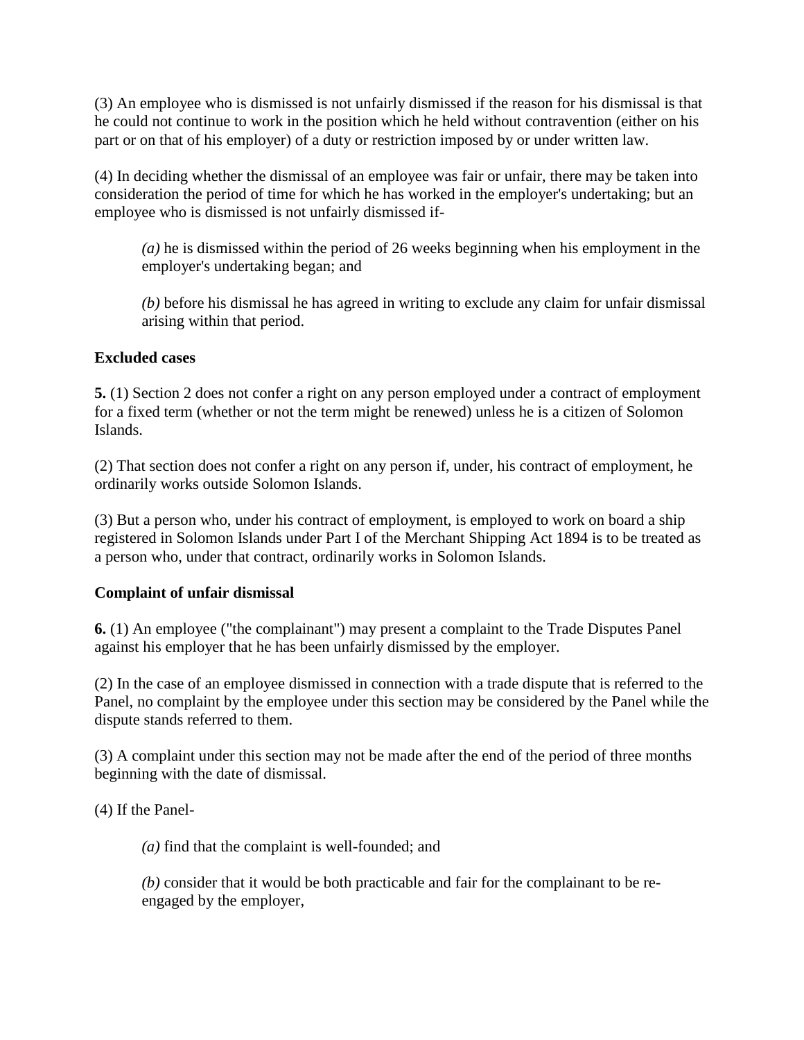(3) An employee who is dismissed is not unfairly dismissed if the reason for his dismissal is that he could not continue to work in the position which he held without contravention (either on his part or on that of his employer) of a duty or restriction imposed by or under written law.

(4) In deciding whether the dismissal of an employee was fair or unfair, there may be taken into consideration the period of time for which he has worked in the employer's undertaking; but an employee who is dismissed is not unfairly dismissed if-

> *(a)* he is dismissed within the period of 26 weeks beginning when his employment in the employer's undertaking began; and
>
> *(b)* before his dismissal he has agreed in writing to exclude any claim for unfair dismissal arising within that period.

**Excluded cases**

**5.** (1) Section 2 does not confer a right on any person employed under a contract of employment for a fixed term (whether or not the term might be renewed) unless he is a citizen of Solomon Islands.

(2) That section does not confer a right on any person if, under, his contract of employment, he ordinarily works outside Solomon Islands.

(3) But a person who, under his contract of employment, is employed to work on board a ship registered in Solomon Islands under Part I of the Merchant Shipping Act 1894 is to be treated as a person who, under that contract, ordinarily works in Solomon Islands.

**Complaint of unfair dismissal**

**6.** (1) An employee ("the complainant") may present a complaint to the Trade Disputes Panel against his employer that he has been unfairly dismissed by the employer.

(2) In the case of an employee dismissed in connection with a trade dispute that is referred to the Panel, no complaint by the employee under this section may be considered by the Panel while the dispute stands referred to them.

(3) A complaint under this section may not be made after the end of the period of three months beginning with the date of dismissal.

(4) If the Panel-

> *(a)* find that the complaint is well-founded; and
>
> *(b)* consider that it would be both practicable and fair for the complainant to be re-engaged by the employer,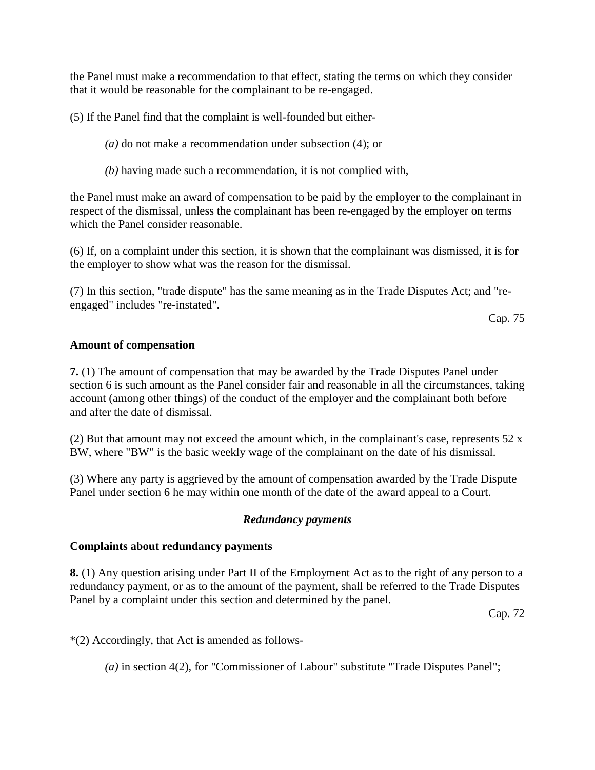the Panel must make a recommendation to that effect, stating the terms on which they consider that it would be reasonable for the complainant to be re-engaged.

(5) If the Panel find that the complaint is well-founded but either-

*(a)* do not make a recommendation under subsection (4); or

*(b)* having made such a recommendation, it is not complied with,

the Panel must make an award of compensation to be paid by the employer to the complainant in respect of the dismissal, unless the complainant has been re-engaged by the employer on terms which the Panel consider reasonable.

(6) If, on a complaint under this section, it is shown that the complainant was dismissed, it is for the employer to show what was the reason for the dismissal.

(7) In this section, "trade dispute" has the same meaning as in the Trade Disputes Act; and "re-engaged" includes "re-instated".

Cap. 75

**Amount of compensation**

**7.** (1) The amount of compensation that may be awarded by the Trade Disputes Panel under section 6 is such amount as the Panel consider fair and reasonable in all the circumstances, taking account (among other things) of the conduct of the employer and the complainant both before and after the date of dismissal.

(2) But that amount may not exceed the amount which, in the complainant's case, represents 52 x BW, where "BW" is the basic weekly wage of the complainant on the date of his dismissal.

(3) Where any party is aggrieved by the amount of compensation awarded by the Trade Dispute Panel under section 6 he may within one month of the date of the award appeal to a Court.

### *Redundancy payments*

**Complaints about redundancy payments**

**8.** (1) Any question arising under Part II of the Employment Act as to the right of any person to a redundancy payment, or as to the amount of the payment, shall be referred to the Trade Disputes Panel by a complaint under this section and determined by the panel.

Cap. 72

*(2) Accordingly, that Act is amended as follows-

*(a)* in section 4(2), for "Commissioner of Labour" substitute "Trade Disputes Panel";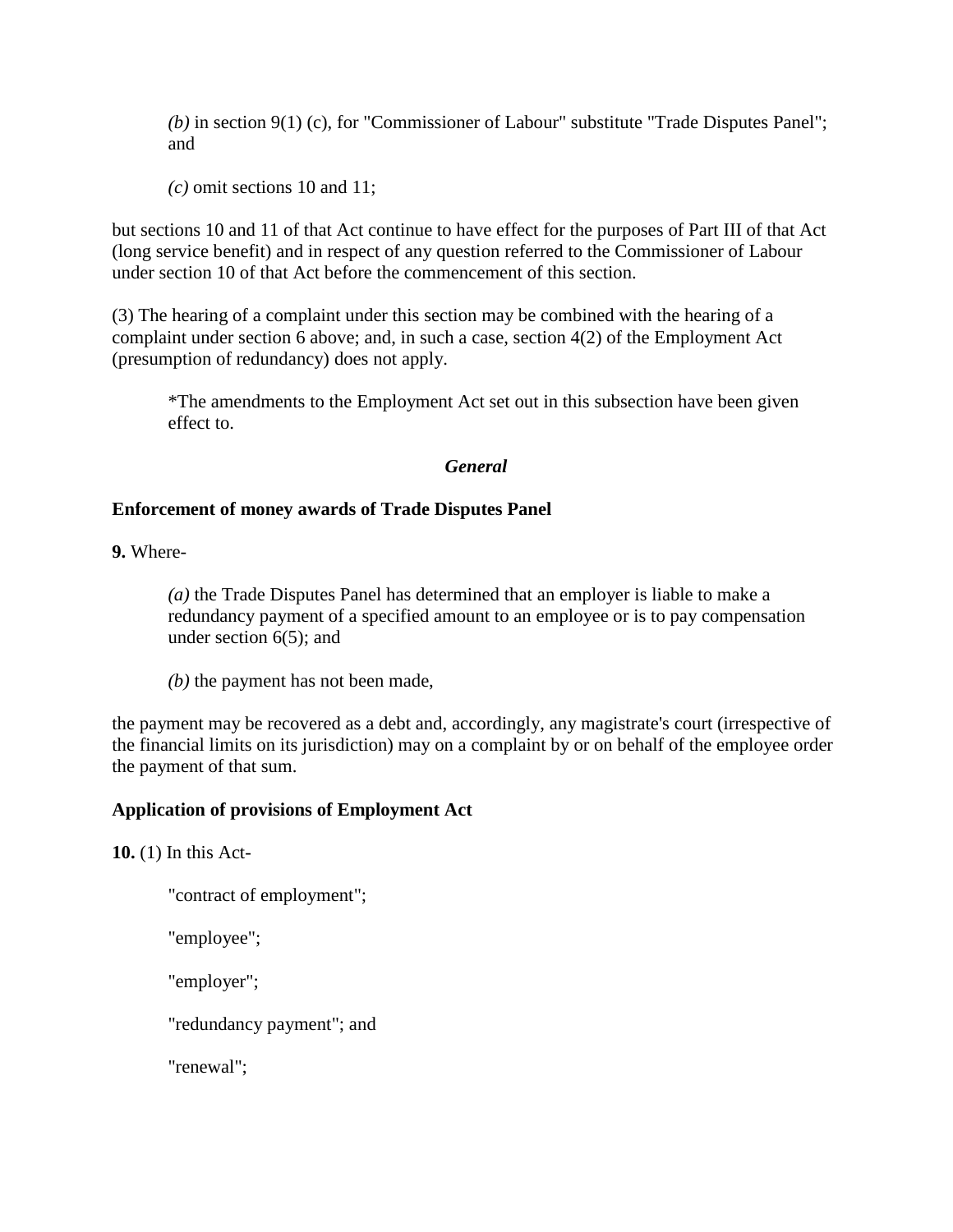*(b)* in section 9(1) (c), for "Commissioner of Labour" substitute "Trade Disputes Panel"; and

*(c)* omit sections 10 and 11;

but sections 10 and 11 of that Act continue to have effect for the purposes of Part III of that Act (long service benefit) and in respect of any question referred to the Commissioner of Labour under section 10 of that Act before the commencement of this section.

(3) The hearing of a complaint under this section may be combined with the hearing of a complaint under section 6 above; and, in such a case, section 4(2) of the Employment Act (presumption of redundancy) does not apply.

> *The amendments to the Employment Act set out in this subsection have been given effect to.

### *General*

**Enforcement of money awards of Trade Disputes Panel**

**9.** Where-

> *(a)* the Trade Disputes Panel has determined that an employer is liable to make a redundancy payment of a specified amount to an employee or is to pay compensation under section 6(5); and
>
> *(b)* the payment has not been made,

the payment may be recovered as a debt and, accordingly, any magistrate's court (irrespective of the financial limits on its jurisdiction) may on a complaint by or on behalf of the employee order the payment of that sum.

**Application of provisions of Employment Act**

**10.** (1) In this Act-

> "contract of employment";
>
> "employee";
>
> "employer";
>
> "redundancy payment"; and
>
> "renewal";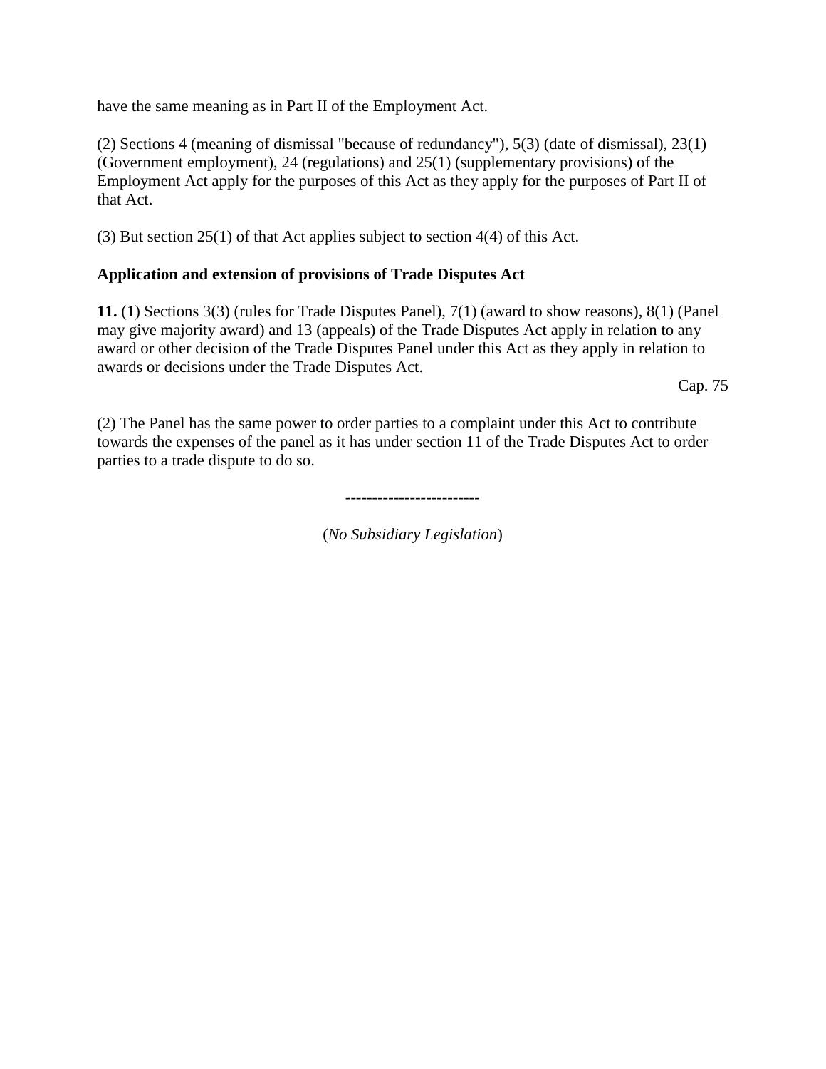have the same meaning as in Part II of the Employment Act.

(2) Sections 4 (meaning of dismissal "because of redundancy"), 5(3) (date of dismissal), 23(1) (Government employment), 24 (regulations) and 25(1) (supplementary provisions) of the Employment Act apply for the purposes of this Act as they apply for the purposes of Part II of that Act.

(3) But section 25(1) of that Act applies subject to section 4(4) of this Act.

**Application and extension of provisions of Trade Disputes Act**

**11.** (1) Sections 3(3) (rules for Trade Disputes Panel), 7(1) (award to show reasons), 8(1) (Panel may give majority award) and 13 (appeals) of the Trade Disputes Act apply in relation to any award or other decision of the Trade Disputes Panel under this Act as they apply in relation to awards or decisions under the Trade Disputes Act.

Cap. 75

(2) The Panel has the same power to order parties to a complaint under this Act to contribute towards the expenses of the panel as it has under section 11 of the Trade Disputes Act to order parties to a trade dispute to do so.

-------------------------

(*No Subsidiary Legislation*)